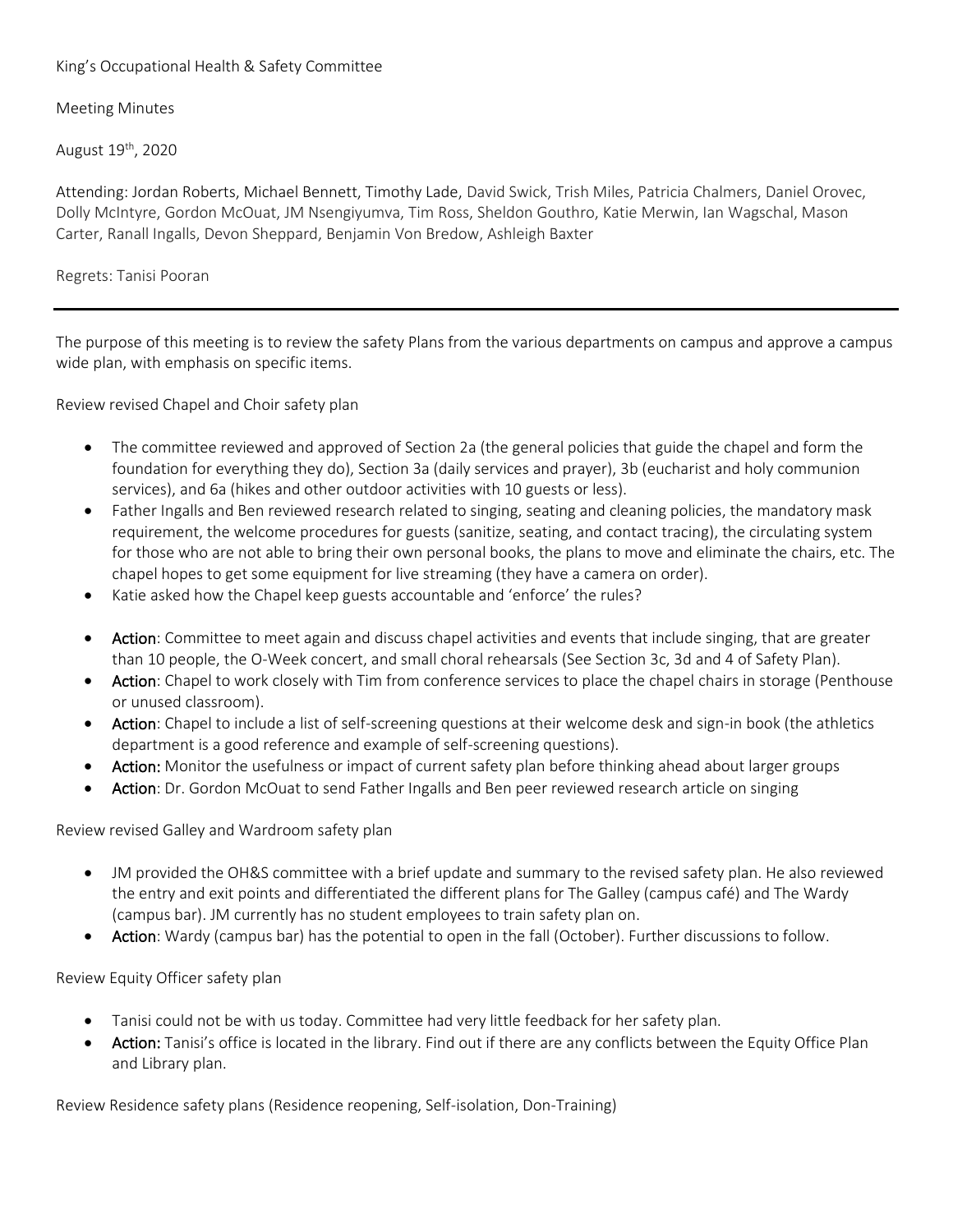King's Occupational Health & Safety Committee

Meeting Minutes

August 19th, 2020

Attending: Jordan Roberts, Michael Bennett, Timothy Lade, David Swick, Trish Miles, Patricia Chalmers, Daniel Orovec, Dolly McIntyre, Gordon McOuat, JM Nsengiyumva, Tim Ross, Sheldon Gouthro, Katie Merwin, Ian Wagschal, Mason Carter, Ranall Ingalls, Devon Sheppard, Benjamin Von Bredow, Ashleigh Baxter

Regrets: Tanisi Pooran

---

The purpose of this meeting is to review the safety Plans from the various departments on campus and approve a campus wide plan, with emphasis on specific items.

Review revised Chapel and Choir safety plan

- The committee reviewed and approved of Section 2a (the general policies that guide the chapel and form the foundation for everything they do), Section 3a (daily services and prayer), 3b (eucharist and holy communion services), and 6a (hikes and other outdoor activities with 10 guests or less).
- Father Ingalls and Ben reviewed research related to singing, seating and cleaning policies, the mandatory mask requirement, the welcome procedures for guests (sanitize, seating, and contact tracing), the circulating system for those who are not able to bring their own personal books, the plans to move and eliminate the chairs, etc. The chapel hopes to get some equipment for live streaming (they have a camera on order).
- Katie asked how the Chapel keep guests accountable and 'enforce' the rules?

- **Action**: Committee to meet again and discuss chapel activities and events that include singing, that are greater than 10 people, the O-Week concert, and small choral rehearsals (See Section 3c, 3d and 4 of Safety Plan).
- **Action**: Chapel to work closely with Tim from conference services to place the chapel chairs in storage (Penthouse or unused classroom).
- **Action**: Chapel to include a list of self-screening questions at their welcome desk and sign-in book (the athletics department is a good reference and example of self-screening questions).
- **Action:** Monitor the usefulness or impact of current safety plan before thinking ahead about larger groups
- **Action**: Dr. Gordon McOuat to send Father Ingalls and Ben peer reviewed research article on singing

Review revised Galley and Wardroom safety plan

- JM provided the OH&S committee with a brief update and summary to the revised safety plan. He also reviewed the entry and exit points and differentiated the different plans for The Galley (campus café) and The Wardy (campus bar). JM currently has no student employees to train safety plan on.
- **Action**: Wardy (campus bar) has the potential to open in the fall (October). Further discussions to follow.

Review Equity Officer safety plan

- Tanisi could not be with us today. Committee had very little feedback for her safety plan.
- **Action:** Tanisi's office is located in the library. Find out if there are any conflicts between the Equity Office Plan and Library plan.

Review Residence safety plans (Residence reopening, Self-isolation, Don-Training)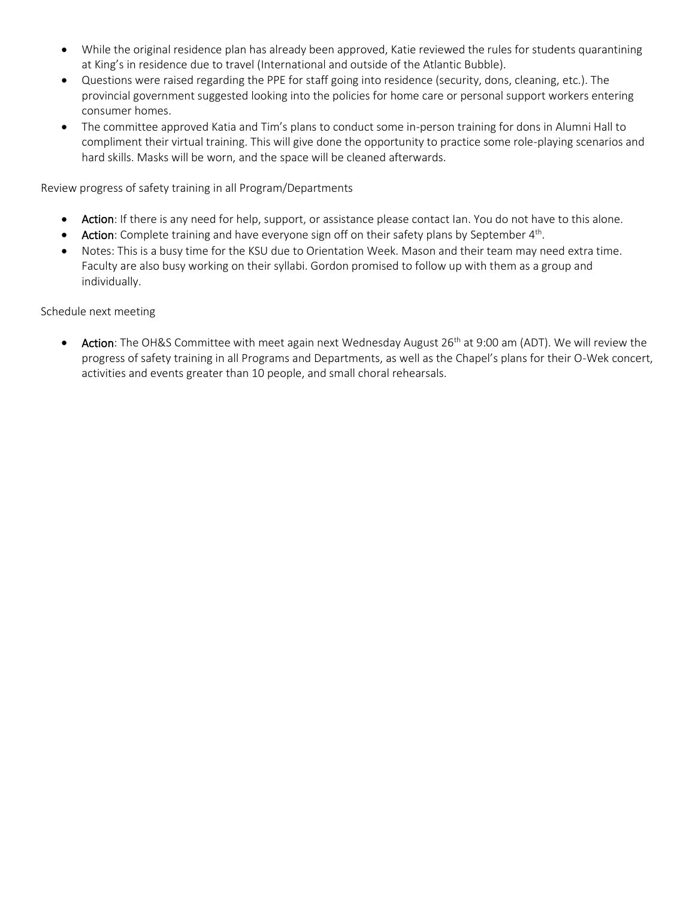- While the original residence plan has already been approved, Katie reviewed the rules for students quarantining at King's in residence due to travel (International and outside of the Atlantic Bubble).
- Questions were raised regarding the PPE for staff going into residence (security, dons, cleaning, etc.). The provincial government suggested looking into the policies for home care or personal support workers entering consumer homes.
- The committee approved Katia and Tim's plans to conduct some in-person training for dons in Alumni Hall to compliment their virtual training. This will give done the opportunity to practice some role-playing scenarios and hard skills. Masks will be worn, and the space will be cleaned afterwards.

Review progress of safety training in all Program/Departments

- **Action**: If there is any need for help, support, or assistance please contact Ian. You do not have to this alone.
- **Action**: Complete training and have everyone sign off on their safety plans by September 4th.
- Notes: This is a busy time for the KSU due to Orientation Week. Mason and their team may need extra time. Faculty are also busy working on their syllabi. Gordon promised to follow up with them as a group and individually.

Schedule next meeting

- **Action**: The OH&S Committee with meet again next Wednesday August 26th at 9:00 am (ADT). We will review the progress of safety training in all Programs and Departments, as well as the Chapel's plans for their O-Wek concert, activities and events greater than 10 people, and small choral rehearsals.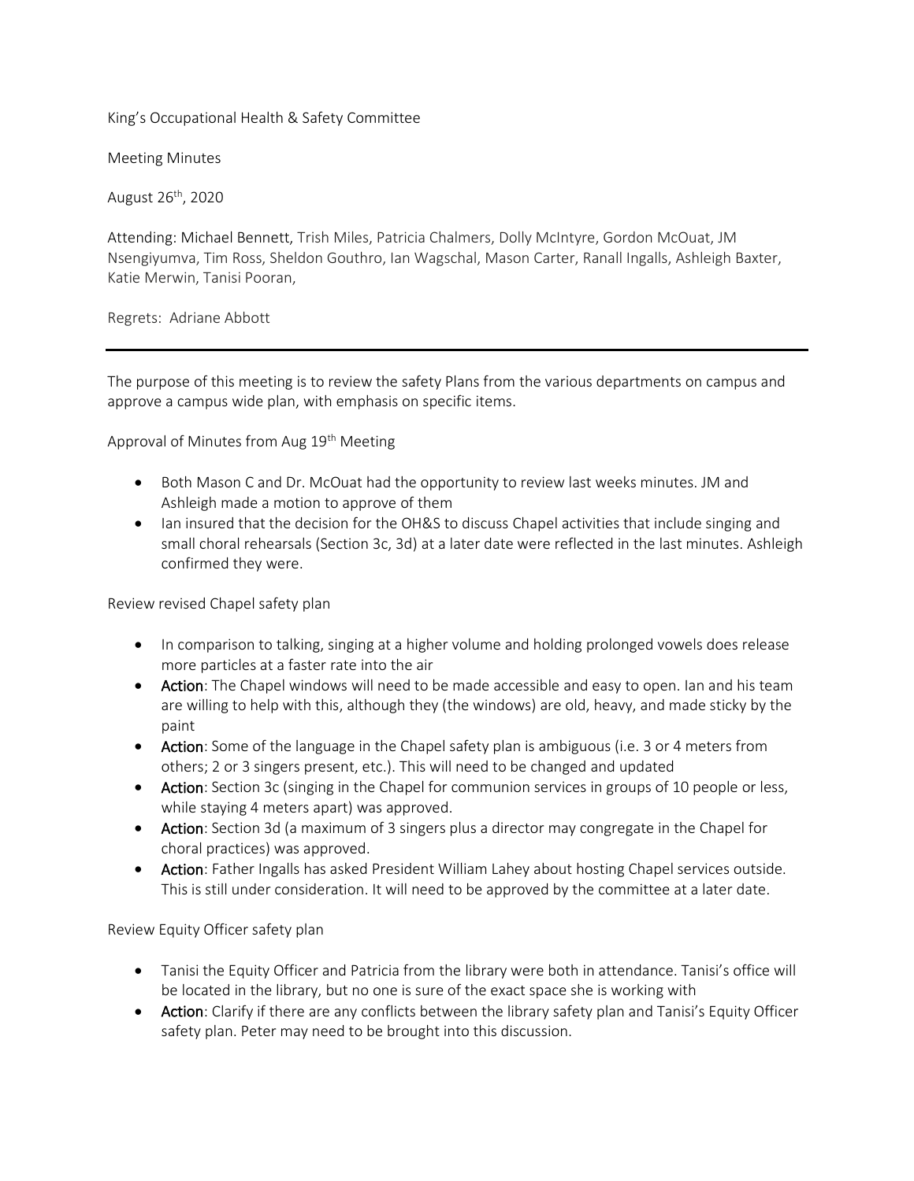King's Occupational Health & Safety Committee

Meeting Minutes

August 26th, 2020

Attending: Michael Bennett, Trish Miles, Patricia Chalmers, Dolly McIntyre, Gordon McOuat, JM Nsengiyumva, Tim Ross, Sheldon Gouthro, Ian Wagschal, Mason Carter, Ranall Ingalls, Ashleigh Baxter, Katie Merwin, Tanisi Pooran,

Regrets: Adriane Abbott

---

The purpose of this meeting is to review the safety Plans from the various departments on campus and approve a campus wide plan, with emphasis on specific items.

Approval of Minutes from Aug 19th Meeting

- Both Mason C and Dr. McOuat had the opportunity to review last weeks minutes. JM and Ashleigh made a motion to approve of them
- Ian insured that the decision for the OH&S to discuss Chapel activities that include singing and small choral rehearsals (Section 3c, 3d) at a later date were reflected in the last minutes. Ashleigh confirmed they were.

Review revised Chapel safety plan

- In comparison to talking, singing at a higher volume and holding prolonged vowels does release more particles at a faster rate into the air
- Action: The Chapel windows will need to be made accessible and easy to open. Ian and his team are willing to help with this, although they (the windows) are old, heavy, and made sticky by the paint
- Action: Some of the language in the Chapel safety plan is ambiguous (i.e. 3 or 4 meters from others; 2 or 3 singers present, etc.). This will need to be changed and updated
- Action: Section 3c (singing in the Chapel for communion services in groups of 10 people or less, while staying 4 meters apart) was approved.
- Action: Section 3d (a maximum of 3 singers plus a director may congregate in the Chapel for choral practices) was approved.
- Action: Father Ingalls has asked President William Lahey about hosting Chapel services outside. This is still under consideration. It will need to be approved by the committee at a later date.

Review Equity Officer safety plan

- Tanisi the Equity Officer and Patricia from the library were both in attendance. Tanisi's office will be located in the library, but no one is sure of the exact space she is working with
- Action: Clarify if there are any conflicts between the library safety plan and Tanisi's Equity Officer safety plan. Peter may need to be brought into this discussion.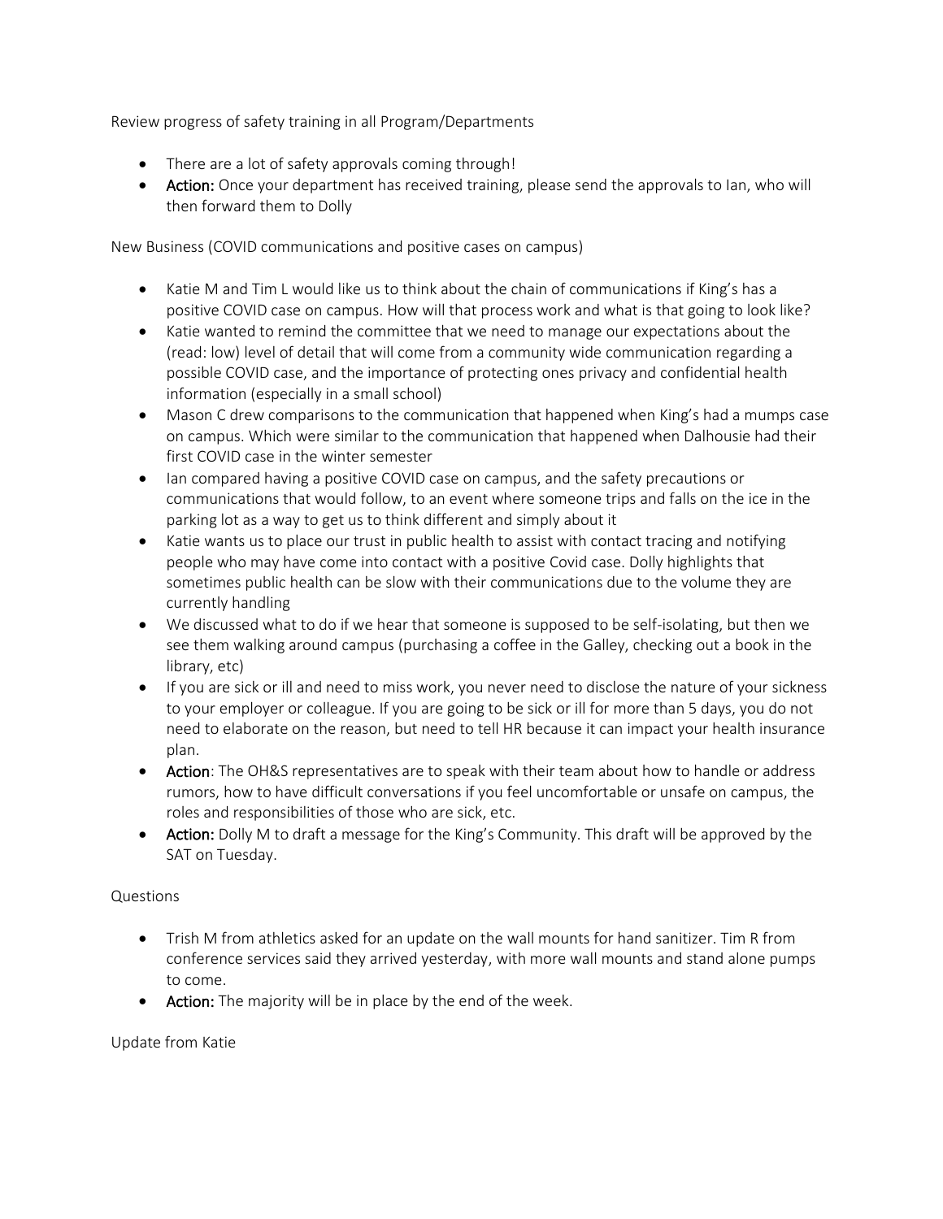Review progress of safety training in all Program/Departments

- There are a lot of safety approvals coming through!
- **Action:** Once your department has received training, please send the approvals to Ian, who will then forward them to Dolly

New Business (COVID communications and positive cases on campus)

- Katie M and Tim L would like us to think about the chain of communications if King's has a positive COVID case on campus. How will that process work and what is that going to look like?
- Katie wanted to remind the committee that we need to manage our expectations about the (read: low) level of detail that will come from a community wide communication regarding a possible COVID case, and the importance of protecting ones privacy and confidential health information (especially in a small school)
- Mason C drew comparisons to the communication that happened when King's had a mumps case on campus. Which were similar to the communication that happened when Dalhousie had their first COVID case in the winter semester
- Ian compared having a positive COVID case on campus, and the safety precautions or communications that would follow, to an event where someone trips and falls on the ice in the parking lot as a way to get us to think different and simply about it
- Katie wants us to place our trust in public health to assist with contact tracing and notifying people who may have come into contact with a positive Covid case. Dolly highlights that sometimes public health can be slow with their communications due to the volume they are currently handling
- We discussed what to do if we hear that someone is supposed to be self-isolating, but then we see them walking around campus (purchasing a coffee in the Galley, checking out a book in the library, etc)
- If you are sick or ill and need to miss work, you never need to disclose the nature of your sickness to your employer or colleague. If you are going to be sick or ill for more than 5 days, you do not need to elaborate on the reason, but need to tell HR because it can impact your health insurance plan.
- **Action**: The OH&S representatives are to speak with their team about how to handle or address rumors, how to have difficult conversations if you feel uncomfortable or unsafe on campus, the roles and responsibilities of those who are sick, etc.
- **Action:** Dolly M to draft a message for the King's Community. This draft will be approved by the SAT on Tuesday.

Questions

- Trish M from athletics asked for an update on the wall mounts for hand sanitizer. Tim R from conference services said they arrived yesterday, with more wall mounts and stand alone pumps to come.
- **Action:** The majority will be in place by the end of the week.

Update from Katie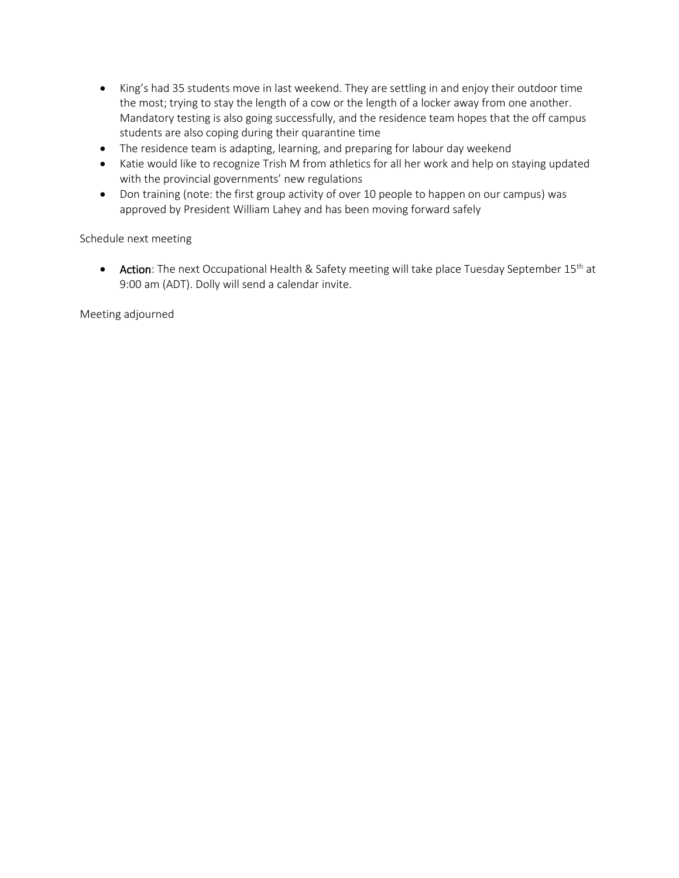- King's had 35 students move in last weekend. They are settling in and enjoy their outdoor time the most; trying to stay the length of a cow or the length of a locker away from one another. Mandatory testing is also going successfully, and the residence team hopes that the off campus students are also coping during their quarantine time
- The residence team is adapting, learning, and preparing for labour day weekend
- Katie would like to recognize Trish M from athletics for all her work and help on staying updated with the provincial governments' new regulations
- Don training (note: the first group activity of over 10 people to happen on our campus) was approved by President William Lahey and has been moving forward safely

Schedule next meeting

- **Action**: The next Occupational Health & Safety meeting will take place Tuesday September 15th at 9:00 am (ADT). Dolly will send a calendar invite.

Meeting adjourned